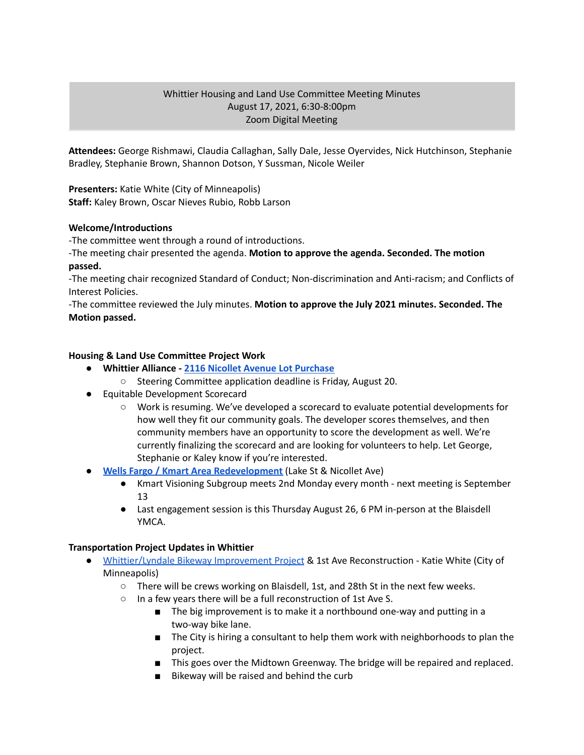# Whittier Housing and Land Use Committee Meeting Minutes
August 17, 2021, 6:30-8:00pm
Zoom Digital Meeting

**Attendees:** George Rishmawi, Claudia Callaghan, Sally Dale, Jesse Oyervides, Nick Hutchinson, Stephanie Bradley, Stephanie Brown, Shannon Dotson, Y Sussman, Nicole Weiler

**Presenters:** Katie White (City of Minneapolis)
**Staff:** Kaley Brown, Oscar Nieves Rubio, Robb Larson

**Welcome/Introductions**

-The committee went through a round of introductions.
-The meeting chair presented the agenda. **Motion to approve the agenda. Seconded. The motion passed.**
-The meeting chair recognized Standard of Conduct; Non-discrimination and Anti-racism; and Conflicts of Interest Policies.
-The committee reviewed the July minutes. **Motion to approve the July 2021 minutes. Seconded. The Motion passed.**

**Housing & Land Use Committee Project Work**

- **Whittier Alliance - 2116 Nicollet Avenue Lot Purchase**
  - Steering Committee application deadline is Friday, August 20.
- Equitable Development Scorecard
  - Work is resuming. We've developed a scorecard to evaluate potential developments for how well they fit our community goals. The developer scores themselves, and then community members have an opportunity to score the development as well. We're currently finalizing the scorecard and are looking for volunteers to help. Let George, Stephanie or Kaley know if you're interested.
- **Wells Fargo / Kmart Area Redevelopment** (Lake St & Nicollet Ave)
  - Kmart Visioning Subgroup meets 2nd Monday every month - next meeting is September 13
  - Last engagement session is this Thursday August 26, 6 PM in-person at the Blaisdell YMCA.

**Transportation Project Updates in Whittier**

- Whittier/Lyndale Bikeway Improvement Project & 1st Ave Reconstruction - Katie White (City of Minneapolis)
  - There will be crews working on Blaisdell, 1st, and 28th St in the next few weeks.
  - In a few years there will be a full reconstruction of 1st Ave S.
    - The big improvement is to make it a northbound one-way and putting in a two-way bike lane.
    - The City is hiring a consultant to help them work with neighborhoods to plan the project.
    - This goes over the Midtown Greenway. The bridge will be repaired and replaced.
    - Bikeway will be raised and behind the curb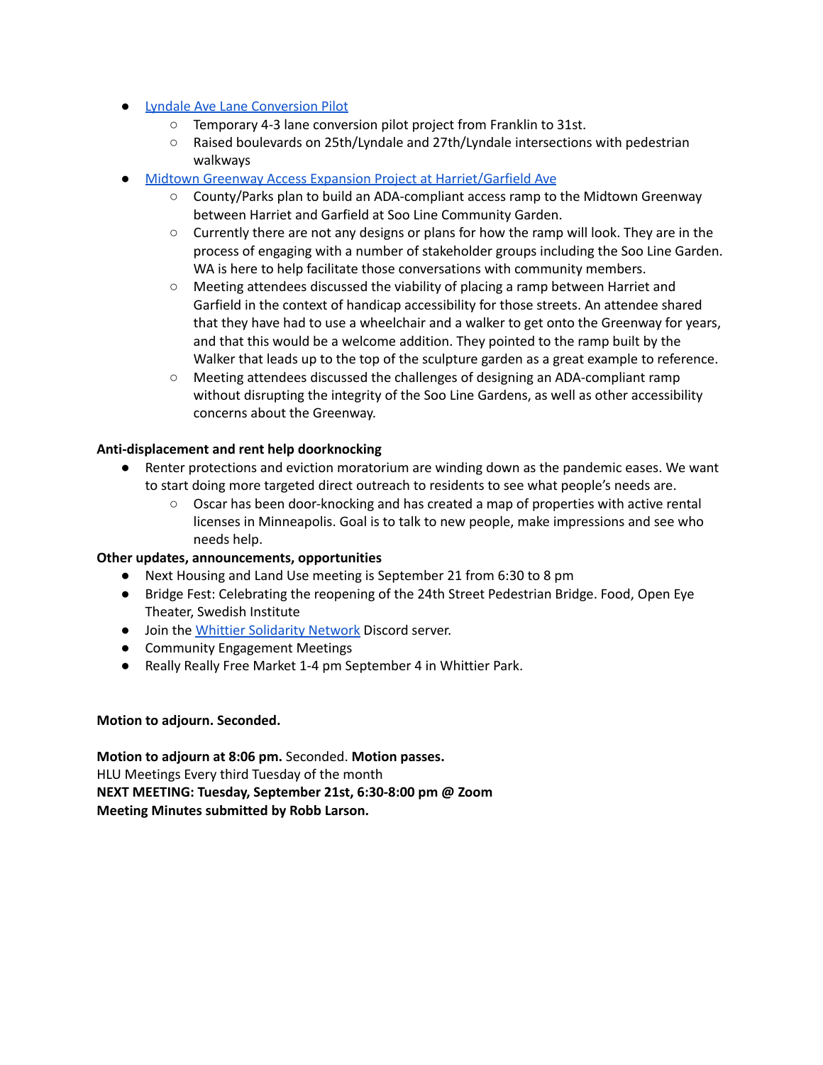- [Lyndale Ave Lane Conversion Pilot]
    - Temporary 4-3 lane conversion pilot project from Franklin to 31st.
    - Raised boulevards on 25th/Lyndale and 27th/Lyndale intersections with pedestrian walkways
- [Midtown Greenway Access Expansion Project at Harriet/Garfield Ave]
    - County/Parks plan to build an ADA-compliant access ramp to the Midtown Greenway between Harriet and Garfield at Soo Line Community Garden.
    - Currently there are not any designs or plans for how the ramp will look. They are in the process of engaging with a number of stakeholder groups including the Soo Line Garden. WA is here to help facilitate those conversations with community members.
    - Meeting attendees discussed the viability of placing a ramp between Harriet and Garfield in the context of handicap accessibility for those streets. An attendee shared that they have had to use a wheelchair and a walker to get onto the Greenway for years, and that this would be a welcome addition. They pointed to the ramp built by the Walker that leads up to the top of the sculpture garden as a great example to reference.
    - Meeting attendees discussed the challenges of designing an ADA-compliant ramp without disrupting the integrity of the Soo Line Gardens, as well as other accessibility concerns about the Greenway.

**Anti-displacement and rent help doorknocking**

- Renter protections and eviction moratorium are winding down as the pandemic eases. We want to start doing more targeted direct outreach to residents to see what people's needs are.
    - Oscar has been door-knocking and has created a map of properties with active rental licenses in Minneapolis. Goal is to talk to new people, make impressions and see who needs help.

**Other updates, announcements, opportunities**

- Next Housing and Land Use meeting is September 21 from 6:30 to 8 pm
- Bridge Fest: Celebrating the reopening of the 24th Street Pedestrian Bridge. Food, Open Eye Theater, Swedish Institute
- Join the [Whittier Solidarity Network] Discord server.
- Community Engagement Meetings
- Really Really Free Market 1-4 pm September 4 in Whittier Park.

**Motion to adjourn. Seconded.**

**Motion to adjourn at 8:06 pm.** Seconded. **Motion passes.**
HLU Meetings Every third Tuesday of the month
**NEXT MEETING: Tuesday, September 21st, 6:30-8:00 pm @ Zoom**
**Meeting Minutes submitted by Robb Larson.**